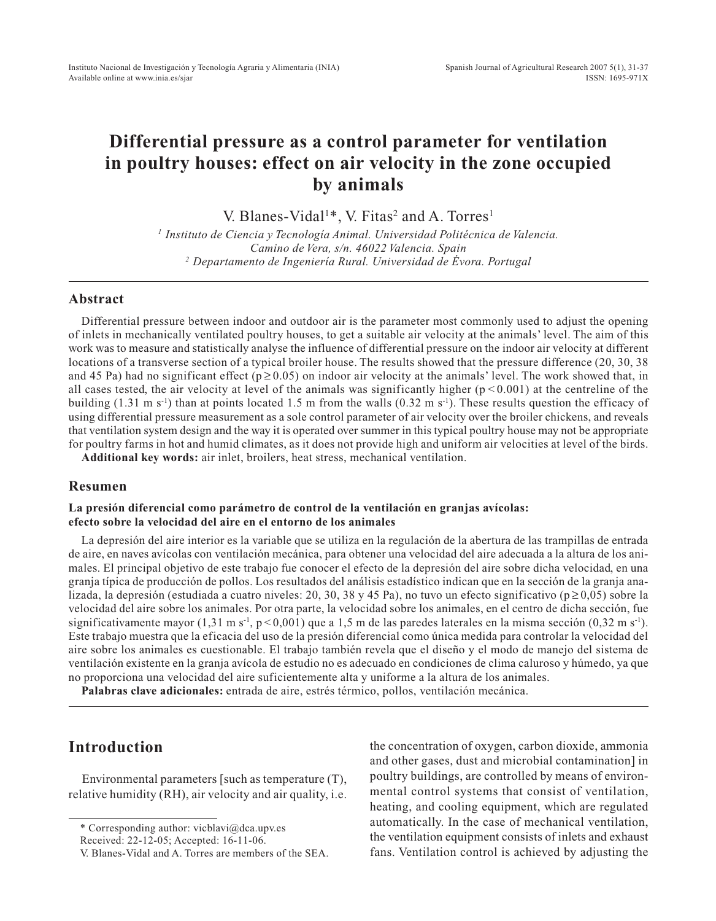# Differential pressure as a control parameter for ventilation in poultry houses: effect on air velocity in the zone occupied by animals

V. Blanes-Vidal[1]*, V. Fitas[2] and A. Torres[1]

[1] *Instituto de Ciencia y Tecnología Animal. Universidad Politécnica de Valencia. Camino de Vera, s/n. 46022 Valencia. Spain*

[2] *Departamento de Ingeniería Rural. Universidad de Évora. Portugal*

## Abstract

Differential pressure between indoor and outdoor air is the parameter most commonly used to adjust the opening of inlets in mechanically ventilated poultry houses, to get a suitable air velocity at the animals' level. The aim of this work was to measure and statistically analyse the influence of differential pressure on the indoor air velocity at different locations of a transverse section of a typical broiler house. The results showed that the pressure difference (20, 30, 38 and 45 Pa) had no significant effect ($p \geq 0.05$) on indoor air velocity at the animals' level. The work showed that, in all cases tested, the air velocity at level of the animals was significantly higher ($p < 0.001$) at the centreline of the building (1.31 m $s^{-1}$) than at points located 1.5 m from the walls (0.32 m $s^{-1}$). These results question the efficacy of using differential pressure measurement as a sole control parameter of air velocity over the broiler chickens, and reveals that ventilation system design and the way it is operated over summer in this typical poultry house may not be appropriate for poultry farms in hot and humid climates, as it does not provide high and uniform air velocities at level of the birds.

**Additional key words:** air inlet, broilers, heat stress, mechanical ventilation.

## Resumen

**La presión diferencial como parámetro de control de la ventilación en granjas avícolas: efecto sobre la velocidad del aire en el entorno de los animales**

La depresión del aire interior es la variable que se utiliza en la regulación de la abertura de las trampillas de entrada de aire, en naves avícolas con ventilación mecánica, para obtener una velocidad del aire adecuada a la altura de los animales. El principal objetivo de este trabajo fue conocer el efecto de la depresión del aire sobre dicha velocidad, en una granja típica de producción de pollos. Los resultados del análisis estadístico indican que en la sección de la granja analizada, la depresión (estudiada a cuatro niveles: 20, 30, 38 y 45 Pa), no tuvo un efecto significativo ($p \geq 0{,}05$) sobre la velocidad del aire sobre los animales. Por otra parte, la velocidad sobre los animales, en el centro de dicha sección, fue significativamente mayor (1,31 m $s^{-1}$, $p < 0{,}001$) que a 1,5 m de las paredes laterales en la misma sección (0,32 m $s^{-1}$). Este trabajo muestra que la eficacia del uso de la presión diferencial como única medida para controlar la velocidad del aire sobre los animales es cuestionable. El trabajo también revela que el diseño y el modo de manejo del sistema de ventilación existente en la granja avícola de estudio no es adecuado en condiciones de clima caluroso y húmedo, ya que no proporciona una velocidad del aire suficientemente alta y uniforme a la altura de los animales.

**Palabras clave adicionales:** entrada de aire, estrés térmico, pollos, ventilación mecánica.

## Introduction

Environmental parameters [such as temperature (T), relative humidity (RH), air velocity and air quality, i.e. the concentration of oxygen, carbon dioxide, ammonia and other gases, dust and microbial contamination] in poultry buildings, are controlled by means of environmental control systems that consist of ventilation, heating, and cooling equipment, which are regulated automatically. In the case of mechanical ventilation, the ventilation equipment consists of inlets and exhaust fans. Ventilation control is achieved by adjusting the

\* Corresponding author: vicblavi@dca.upv.es

Received: 22-12-05; Accepted: 16-11-06.

V. Blanes-Vidal and A. Torres are members of the SEA.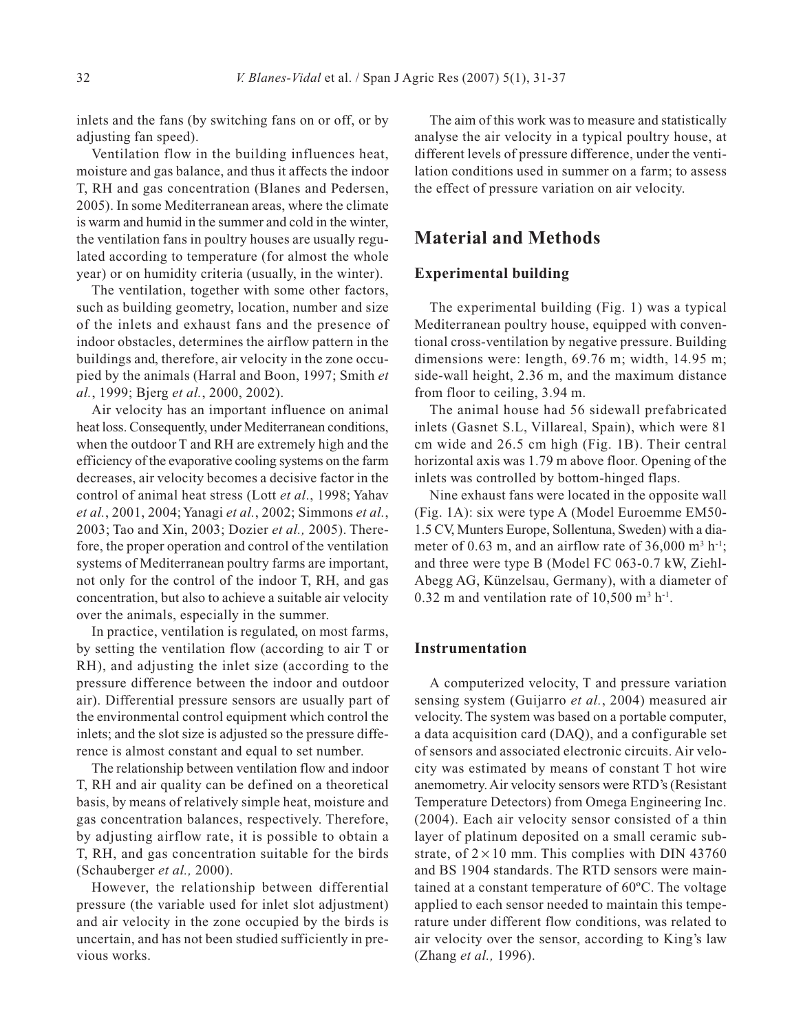inlets and the fans (by switching fans on or off, or by adjusting fan speed).

Ventilation flow in the building influences heat, moisture and gas balance, and thus it affects the indoor T, RH and gas concentration (Blanes and Pedersen, 2005). In some Mediterranean areas, where the climate is warm and humid in the summer and cold in the winter, the ventilation fans in poultry houses are usually regulated according to temperature (for almost the whole year) or on humidity criteria (usually, in the winter).

The ventilation, together with some other factors, such as building geometry, location, number and size of the inlets and exhaust fans and the presence of indoor obstacles, determines the airflow pattern in the buildings and, therefore, air velocity in the zone occupied by the animals (Harral and Boon, 1997; Smith *et al.*, 1999; Bjerg *et al.*, 2000, 2002).

Air velocity has an important influence on animal heat loss. Consequently, under Mediterranean conditions, when the outdoor T and RH are extremely high and the efficiency of the evaporative cooling systems on the farm decreases, air velocity becomes a decisive factor in the control of animal heat stress (Lott *et al*., 1998; Yahav *et al.*, 2001, 2004; Yanagi *et al.*, 2002; Simmons *et al.*, 2003; Tao and Xin, 2003; Dozier *et al.,* 2005). Therefore, the proper operation and control of the ventilation systems of Mediterranean poultry farms are important, not only for the control of the indoor T, RH, and gas concentration, but also to achieve a suitable air velocity over the animals, especially in the summer.

In practice, ventilation is regulated, on most farms, by setting the ventilation flow (according to air T or RH), and adjusting the inlet size (according to the pressure difference between the indoor and outdoor air). Differential pressure sensors are usually part of the environmental control equipment which control the inlets; and the slot size is adjusted so the pressure difference is almost constant and equal to set number.

The relationship between ventilation flow and indoor T, RH and air quality can be defined on a theoretical basis, by means of relatively simple heat, moisture and gas concentration balances, respectively. Therefore, by adjusting airflow rate, it is possible to obtain a T, RH, and gas concentration suitable for the birds (Schauberger *et al.,* 2000).

However, the relationship between differential pressure (the variable used for inlet slot adjustment) and air velocity in the zone occupied by the birds is uncertain, and has not been studied sufficiently in previous works.

The aim of this work was to measure and statistically analyse the air velocity in a typical poultry house, at different levels of pressure difference, under the ventilation conditions used in summer on a farm; to assess the effect of pressure variation on air velocity.

## Material and Methods

### Experimental building

The experimental building (Fig. 1) was a typical Mediterranean poultry house, equipped with conventional cross-ventilation by negative pressure. Building dimensions were: length, 69.76 m; width, 14.95 m; side-wall height, 2.36 m, and the maximum distance from floor to ceiling, 3.94 m.

The animal house had 56 sidewall prefabricated inlets (Gasnet S.L, Villareal, Spain), which were 81 cm wide and 26.5 cm high (Fig. 1B). Their central horizontal axis was 1.79 m above floor. Opening of the inlets was controlled by bottom-hinged flaps.

Nine exhaust fans were located in the opposite wall (Fig. 1A): six were type A (Model Euroemme EM50-1.5 CV, Munters Europe, Sollentuna, Sweden) with a diameter of 0.63 m, and an airflow rate of 36,000 $m^3$ $h^{-1}$; and three were type B (Model FC 063-0.7 kW, Ziehl-Abegg AG, Künzelsau, Germany), with a diameter of 0.32 m and ventilation rate of 10,500 $m^3$ $h^{-1}$.

### Instrumentation

A computerized velocity, T and pressure variation sensing system (Guijarro *et al.*, 2004) measured air velocity. The system was based on a portable computer, a data acquisition card (DAQ), and a configurable set of sensors and associated electronic circuits. Air velocity was estimated by means of constant T hot wire anemometry. Air velocity sensors were RTD's (Resistant Temperature Detectors) from Omega Engineering Inc. (2004). Each air velocity sensor consisted of a thin layer of platinum deposited on a small ceramic substrate, of $2 \times 10$ mm. This complies with DIN 43760 and BS 1904 standards. The RTD sensors were maintained at a constant temperature of 60ºC. The voltage applied to each sensor needed to maintain this temperature under different flow conditions, was related to air velocity over the sensor, according to King's law (Zhang *et al.,* 1996).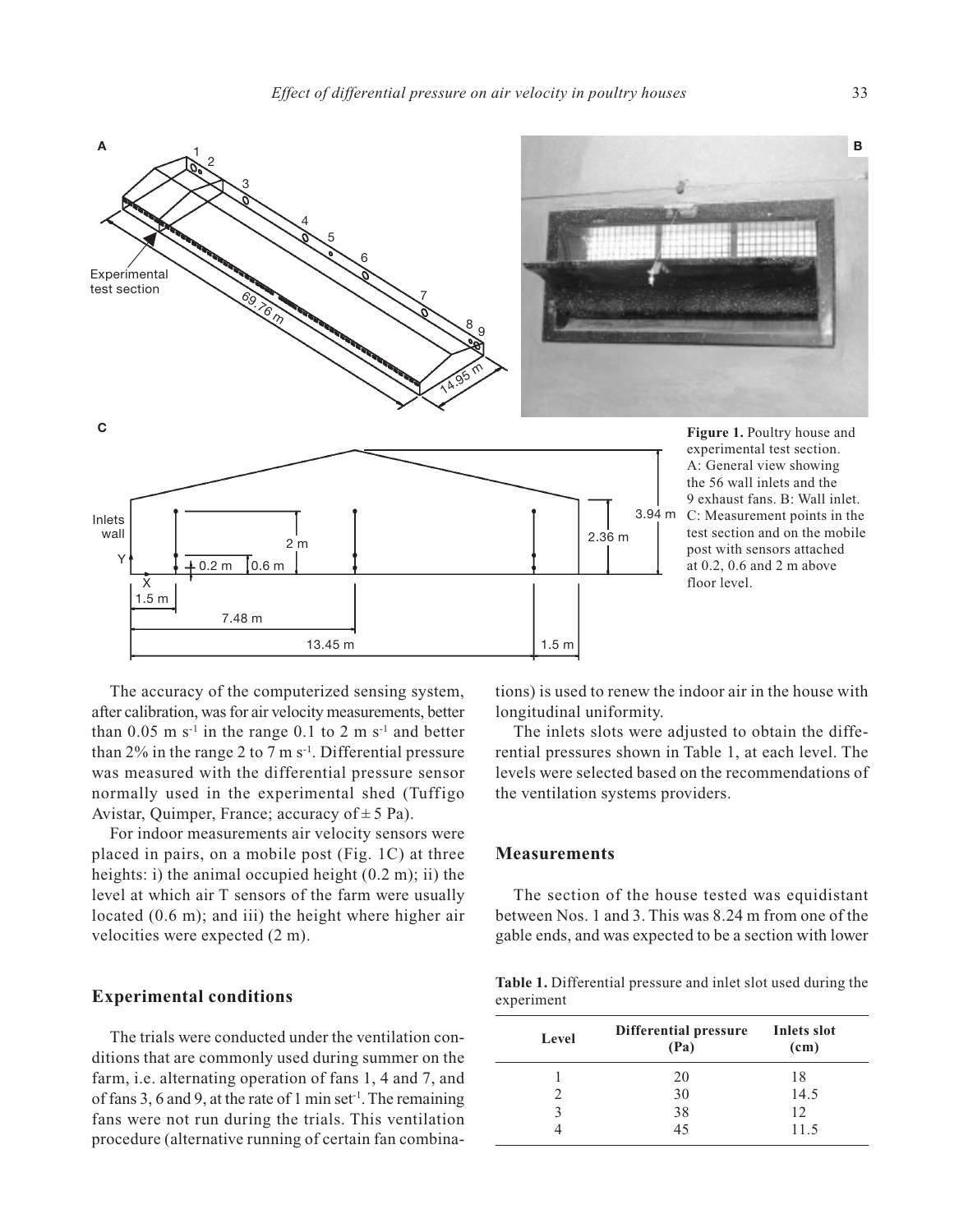**Figure 1.** Poultry house and experimental test section. A: General view showing the 56 wall inlets and the 9 exhaust fans. B: Wall inlet. C: Measurement points in the test section and on the mobile post with sensors attached at 0.2, 0.6 and 2 m above floor level.

The accuracy of the computerized sensing system, after calibration, was for air velocity measurements, better than 0.05 m $s^{-1}$ in the range 0.1 to 2 m $s^{-1}$ and better than 2% in the range 2 to 7 m $s^{-1}$. Differential pressure was measured with the differential pressure sensor normally used in the experimental shed (Tuffigo Avistar, Quimper, France; accuracy of ± 5 Pa).

For indoor measurements air velocity sensors were placed in pairs, on a mobile post (Fig. 1C) at three heights: i) the animal occupied height (0.2 m); ii) the level at which air T sensors of the farm were usually located (0.6 m); and iii) the height where higher air velocities were expected (2 m).

## Experimental conditions

The trials were conducted under the ventilation conditions that are commonly used during summer on the farm, i.e. alternating operation of fans 1, 4 and 7, and of fans 3, 6 and 9, at the rate of 1 min $set^{-1}$. The remaining fans were not run during the trials. This ventilation procedure (alternative running of certain fan combinations) is used to renew the indoor air in the house with longitudinal uniformity.

The inlets slots were adjusted to obtain the differential pressures shown in Table 1, at each level. The levels were selected based on the recommendations of the ventilation systems providers.

## Measurements

The section of the house tested was equidistant between Nos. 1 and 3. This was 8.24 m from one of the gable ends, and was expected to be a section with lower

**Table 1.** Differential pressure and inlet slot used during the experiment

| Level | Differential pressure (Pa) | Inlets slot (cm) |
|---|---|---|
| 1 | 20 | 18 |
| 2 | 30 | 14.5 |
| 3 | 38 | 12 |
| 4 | 45 | 11.5 |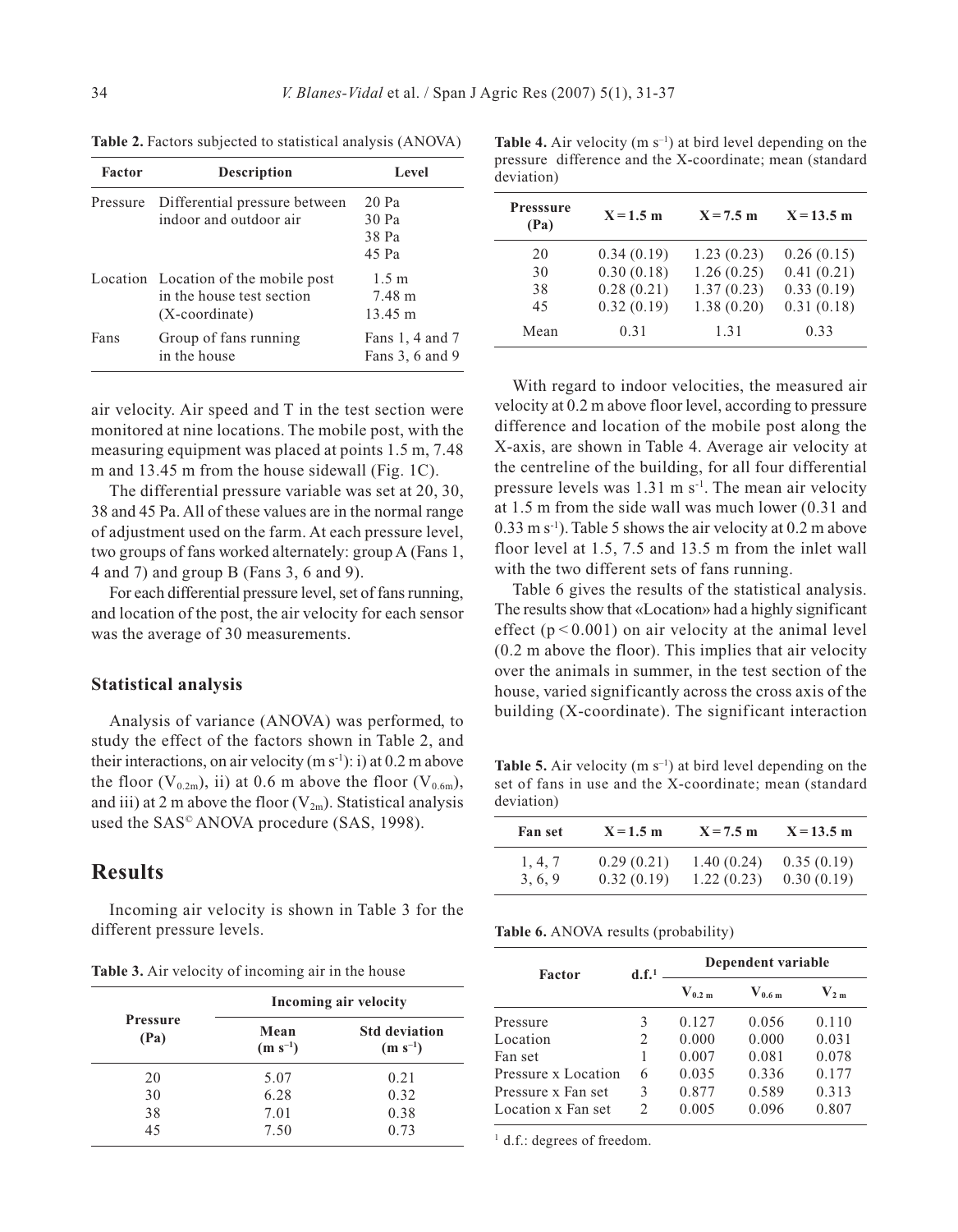**Table 2.** Factors subjected to statistical analysis (ANOVA)

| Factor | Description | Level |
|---|---|---|
| Pressure | Differential pressure between indoor and outdoor air | 20 Pa<br>30 Pa<br>38 Pa<br>45 Pa |
| Location | Location of the mobile post in the house test section (X-coordinate) | 1.5 m<br>7.48 m<br>13.45 m |
| Fans | Group of fans running in the house | Fans 1, 4 and 7<br>Fans 3, 6 and 9 |

air velocity. Air speed and T in the test section were monitored at nine locations. The mobile post, with the measuring equipment was placed at points 1.5 m, 7.48 m and 13.45 m from the house sidewall (Fig. 1C).

The differential pressure variable was set at 20, 30, 38 and 45 Pa. All of these values are in the normal range of adjustment used on the farm. At each pressure level, two groups of fans worked alternately: group A (Fans 1, 4 and 7) and group B (Fans 3, 6 and 9).

For each differential pressure level, set of fans running, and location of the post, the air velocity for each sensor was the average of 30 measurements.

### Statistical analysis

Analysis of variance (ANOVA) was performed, to study the effect of the factors shown in Table 2, and their interactions, on air velocity (m s$^{-1}$): i) at 0.2 m above the floor ($V_{0.2m}$), ii) at 0.6 m above the floor ($V_{0.6m}$), and iii) at 2 m above the floor ($V_{2m}$). Statistical analysis used the SAS© ANOVA procedure (SAS, 1998).

## Results

Incoming air velocity is shown in Table 3 for the different pressure levels.

**Table 3.** Air velocity of incoming air in the house

| Pressure (Pa) | Incoming air velocity | |
|---|---|---|
| | Mean (m s$^{-1}$) | Std deviation (m s$^{-1}$) |
| 20 | 5.07 | 0.21 |
| 30 | 6.28 | 0.32 |
| 38 | 7.01 | 0.38 |
| 45 | 7.50 | 0.73 |

**Table 4.** Air velocity (m s$^{-1}$) at bird level depending on the pressure difference and the X-coordinate; mean (standard deviation)

| Presssure (Pa) | X = 1.5 m | X = 7.5 m | X = 13.5 m |
|---|---|---|---|
| 20 | 0.34 (0.19) | 1.23 (0.23) | 0.26 (0.15) |
| 30 | 0.30 (0.18) | 1.26 (0.25) | 0.41 (0.21) |
| 38 | 0.28 (0.21) | 1.37 (0.23) | 0.33 (0.19) |
| 45 | 0.32 (0.19) | 1.38 (0.20) | 0.31 (0.18) |
| Mean | 0.31 | 1.31 | 0.33 |

With regard to indoor velocities, the measured air velocity at 0.2 m above floor level, according to pressure difference and location of the mobile post along the X-axis, are shown in Table 4. Average air velocity at the centreline of the building, for all four differential pressure levels was 1.31 m s$^{-1}$. The mean air velocity at 1.5 m from the side wall was much lower (0.31 and 0.33 m s$^{-1}$). Table 5 shows the air velocity at 0.2 m above floor level at 1.5, 7.5 and 13.5 m from the inlet wall with the two different sets of fans running.

Table 6 gives the results of the statistical analysis. The results show that «Location» had a highly significant effect ($p < 0.001$) on air velocity at the animal level (0.2 m above the floor). This implies that air velocity over the animals in summer, in the test section of the house, varied significantly across the cross axis of the building (X-coordinate). The significant interaction

**Table 5.** Air velocity (m s$^{-1}$) at bird level depending on the set of fans in use and the X-coordinate; mean (standard deviation)

| Fan set | X = 1.5 m | X = 7.5 m | X = 13.5 m |
|---|---|---|---|
| 1, 4, 7 | 0.29 (0.21) | 1.40 (0.24) | 0.35 (0.19) |
| 3, 6, 9 | 0.32 (0.19) | 1.22 (0.23) | 0.30 (0.19) |

**Table 6.** ANOVA results (probability)

| Factor | d.f.[1] | Dependent variable | | |
|---|---|---|---|---|
| | | $V_{0.2\,m}$ | $V_{0.6\,m}$ | $V_{2\,m}$ |
| Pressure | 3 | 0.127 | 0.056 | 0.110 |
| Location | 2 | 0.000 | 0.000 | 0.031 |
| Fan set | 1 | 0.007 | 0.081 | 0.078 |
| Pressure x Location | 6 | 0.035 | 0.336 | 0.177 |
| Pressure x Fan set | 3 | 0.877 | 0.589 | 0.313 |
| Location x Fan set | 2 | 0.005 | 0.096 | 0.807 |

[1] d.f.: degrees of freedom.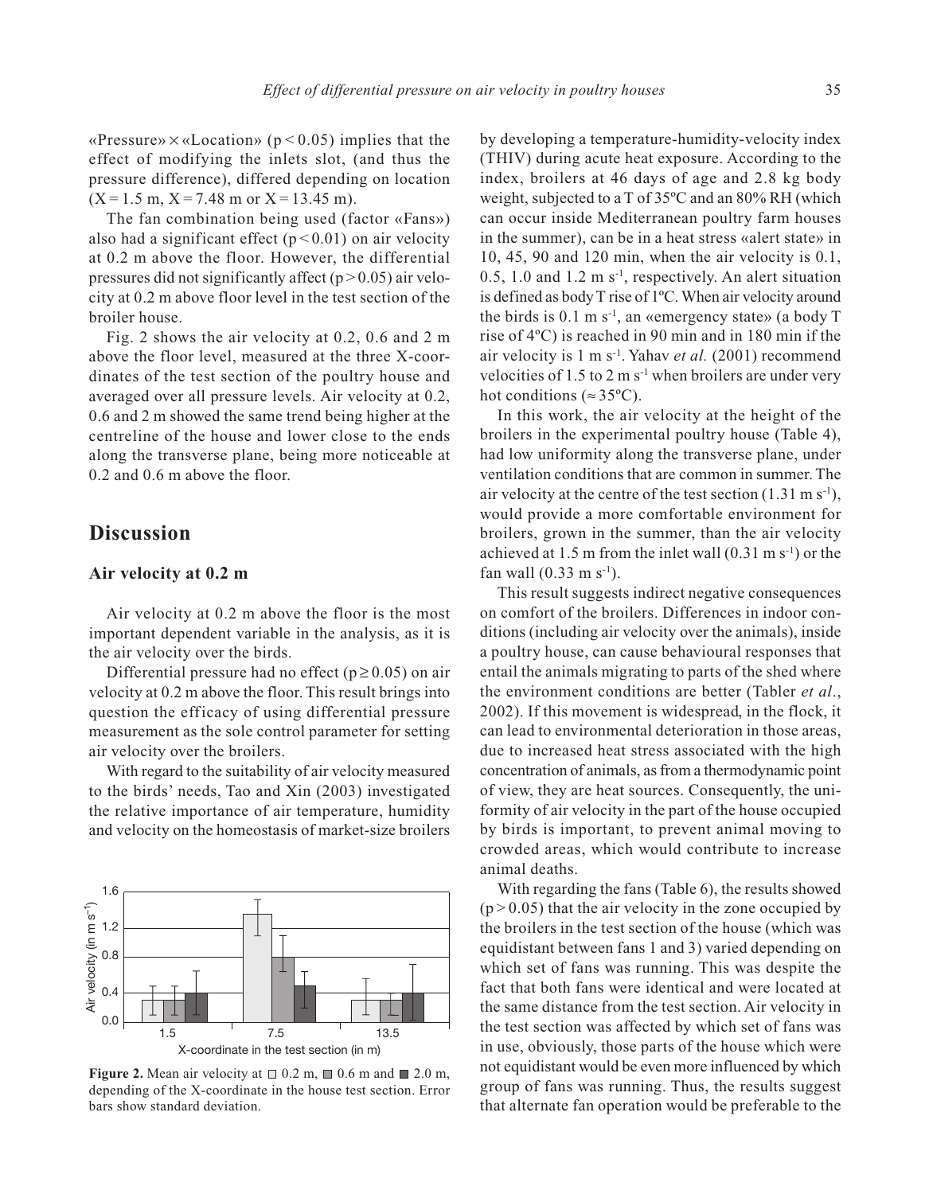«Pressure» × «Location» ($p < 0.05$) implies that the effect of modifying the inlets slot, (and thus the pressure difference), differed depending on location ($X = 1.5$ m, $X = 7.48$ m or $X = 13.45$ m).

The fan combination being used (factor «Fans») also had a significant effect ($p < 0.01$) on air velocity at 0.2 m above the floor. However, the differential pressures did not significantly affect ($p > 0.05$) air velocity at 0.2 m above floor level in the test section of the broiler house.

Fig. 2 shows the air velocity at 0.2, 0.6 and 2 m above the floor level, measured at the three X-coordinates of the test section of the poultry house and averaged over all pressure levels. Air velocity at 0.2, 0.6 and 2 m showed the same trend being higher at the centreline of the house and lower close to the ends along the transverse plane, being more noticeable at 0.2 and 0.6 m above the floor.

## Discussion

### Air velocity at 0.2 m

Air velocity at 0.2 m above the floor is the most important dependent variable in the analysis, as it is the air velocity over the birds.

Differential pressure had no effect ($p \geq 0.05$) on air velocity at 0.2 m above the floor. This result brings into question the efficacy of using differential pressure measurement as the sole control parameter for setting air velocity over the broilers.

With regard to the suitability of air velocity measured to the birds' needs, Tao and Xin (2003) investigated the relative importance of air temperature, humidity and velocity on the homeostasis of market-size broilers by developing a temperature-humidity-velocity index (THIV) during acute heat exposure. According to the index, broilers at 46 days of age and 2.8 kg body weight, subjected to a T of 35ºC and an 80% RH (which can occur inside Mediterranean poultry farm houses in the summer), can be in a heat stress «alert state» in 10, 45, 90 and 120 min, when the air velocity is 0.1, 0.5, 1.0 and 1.2 m $s^{-1}$, respectively. An alert situation is defined as body T rise of 1ºC. When air velocity around the birds is 0.1 m $s^{-1}$, an «emergency state» (a body T rise of 4ºC) is reached in 90 min and in 180 min if the air velocity is 1 m $s^{-1}$. Yahav *et al.* (2001) recommend velocities of 1.5 to 2 m $s^{-1}$ when broilers are under very hot conditions (≈ 35ºC).

Figure 2. Mean air velocity at □ 0.2 m, ■ 0.6 m and ■ 2.0 m, depending of the X-coordinate in the house test section. Error bars show standard deviation.

In this work, the air velocity at the height of the broilers in the experimental poultry house (Table 4), had low uniformity along the transverse plane, under ventilation conditions that are common in summer. The air velocity at the centre of the test section (1.31 m $s^{-1}$), would provide a more comfortable environment for broilers, grown in the summer, than the air velocity achieved at 1.5 m from the inlet wall (0.31 m $s^{-1}$) or the fan wall (0.33 m $s^{-1}$).

This result suggests indirect negative consequences on comfort of the broilers. Differences in indoor conditions (including air velocity over the animals), inside a poultry house, can cause behavioural responses that entail the animals migrating to parts of the shed where the environment conditions are better (Tabler *et al*., 2002). If this movement is widespread, in the flock, it can lead to environmental deterioration in those areas, due to increased heat stress associated with the high concentration of animals, as from a thermodynamic point of view, they are heat sources. Consequently, the uniformity of air velocity in the part of the house occupied by birds is important, to prevent animal moving to crowded areas, which would contribute to increase animal deaths.

With regarding the fans (Table 6), the results showed ($p > 0.05$) that the air velocity in the zone occupied by the broilers in the test section of the house (which was equidistant between fans 1 and 3) varied depending on which set of fans was running. This was despite the fact that both fans were identical and were located at the same distance from the test section. Air velocity in the test section was affected by which set of fans was in use, obviously, those parts of the house which were not equidistant would be even more influenced by which group of fans was running. Thus, the results suggest that alternate fan operation would be preferable to the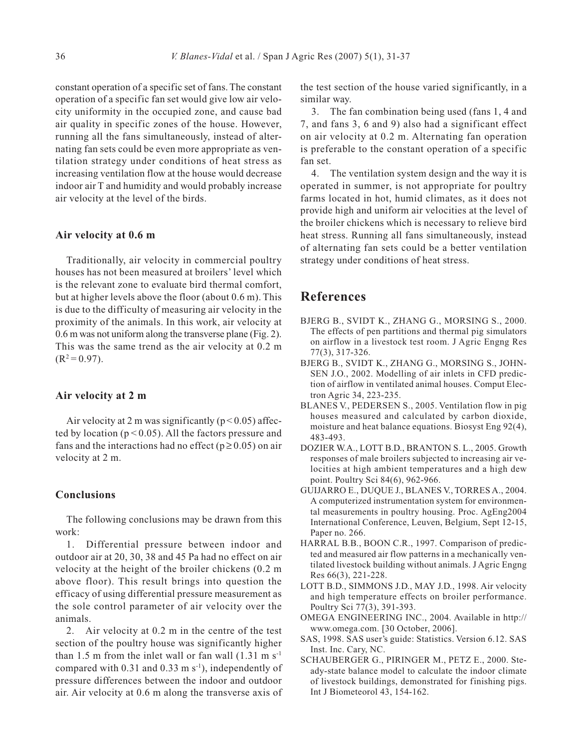constant operation of a specific set of fans. The constant operation of a specific fan set would give low air velocity uniformity in the occupied zone, and cause bad air quality in specific zones of the house. However, running all the fans simultaneously, instead of alternating fan sets could be even more appropriate as ventilation strategy under conditions of heat stress as increasing ventilation flow at the house would decrease indoor air T and humidity and would probably increase air velocity at the level of the birds.

### Air velocity at 0.6 m

Traditionally, air velocity in commercial poultry houses has not been measured at broilers' level which is the relevant zone to evaluate bird thermal comfort, but at higher levels above the floor (about 0.6 m). This is due to the difficulty of measuring air velocity in the proximity of the animals. In this work, air velocity at 0.6 m was not uniform along the transverse plane (Fig. 2). This was the same trend as the air velocity at 0.2 m ($R^2 = 0.97$).

### Air velocity at 2 m

Air velocity at 2 m was significantly ($p < 0.05$) affected by location ($p < 0.05$). All the factors pressure and fans and the interactions had no effect ($p \geq 0.05$) on air velocity at 2 m.

### Conclusions

The following conclusions may be drawn from this work:

1. Differential pressure between indoor and outdoor air at 20, 30, 38 and 45 Pa had no effect on air velocity at the height of the broiler chickens (0.2 m above floor). This result brings into question the efficacy of using differential pressure measurement as the sole control parameter of air velocity over the animals.
2. Air velocity at 0.2 m in the centre of the test section of the poultry house was significantly higher than 1.5 m from the inlet wall or fan wall (1.31 m $s^{-1}$ compared with 0.31 and 0.33 m $s^{-1}$), independently of pressure differences between the indoor and outdoor air. Air velocity at 0.6 m along the transverse axis of the test section of the house varied significantly, in a similar way.
3. The fan combination being used (fans 1, 4 and 7, and fans 3, 6 and 9) also had a significant effect on air velocity at 0.2 m. Alternating fan operation is preferable to the constant operation of a specific fan set.
4. The ventilation system design and the way it is operated in summer, is not appropriate for poultry farms located in hot, humid climates, as it does not provide high and uniform air velocities at the level of the broiler chickens which is necessary to relieve bird heat stress. Running all fans simultaneously, instead of alternating fan sets could be a better ventilation strategy under conditions of heat stress.

## References

BJERG B., SVIDT K., ZHANG G., MORSING S., 2000. The effects of pen partitions and thermal pig simulators on airflow in a livestock test room. J Agric Engng Res 77(3), 317-326.

BJERG B., SVIDT K., ZHANG G., MORSING S., JOHNSEN J.O., 2002. Modelling of air inlets in CFD prediction of airflow in ventilated animal houses. Comput Electron Agric 34, 223-235.

BLANES V., PEDERSEN S., 2005. Ventilation flow in pig houses measured and calculated by carbon dioxide, moisture and heat balance equations. Biosyst Eng 92(4), 483-493.

DOZIER W.A., LOTT B.D., BRANTON S. L., 2005. Growth responses of male broilers subjected to increasing air velocities at high ambient temperatures and a high dew point. Poultry Sci 84(6), 962-966.

GUIJARRO E., DUQUE J., BLANES V., TORRES A., 2004. A computerized instrumentation system for environmental measurements in poultry housing. Proc. AgEng2004 International Conference, Leuven, Belgium, Sept 12-15, Paper no. 266.

HARRAL B.B., BOON C.R., 1997. Comparison of predicted and measured air flow patterns in a mechanically ventilated livestock building without animals. J Agric Engng Res 66(3), 221-228.

LOTT B.D., SIMMONS J.D., MAY J.D., 1998. Air velocity and high temperature effects on broiler performance. Poultry Sci 77(3), 391-393.

OMEGA ENGINEERING INC., 2004. Available in http://www.omega.com. [30 October, 2006].

SAS, 1998. SAS user's guide: Statistics. Version 6.12. SAS Inst. Inc. Cary, NC.

SCHAUBERGER G., PIRINGER M., PETZ E., 2000. Steady-state balance model to calculate the indoor climate of livestock buildings, demonstrated for finishing pigs. Int J Biometeorol 43, 154-162.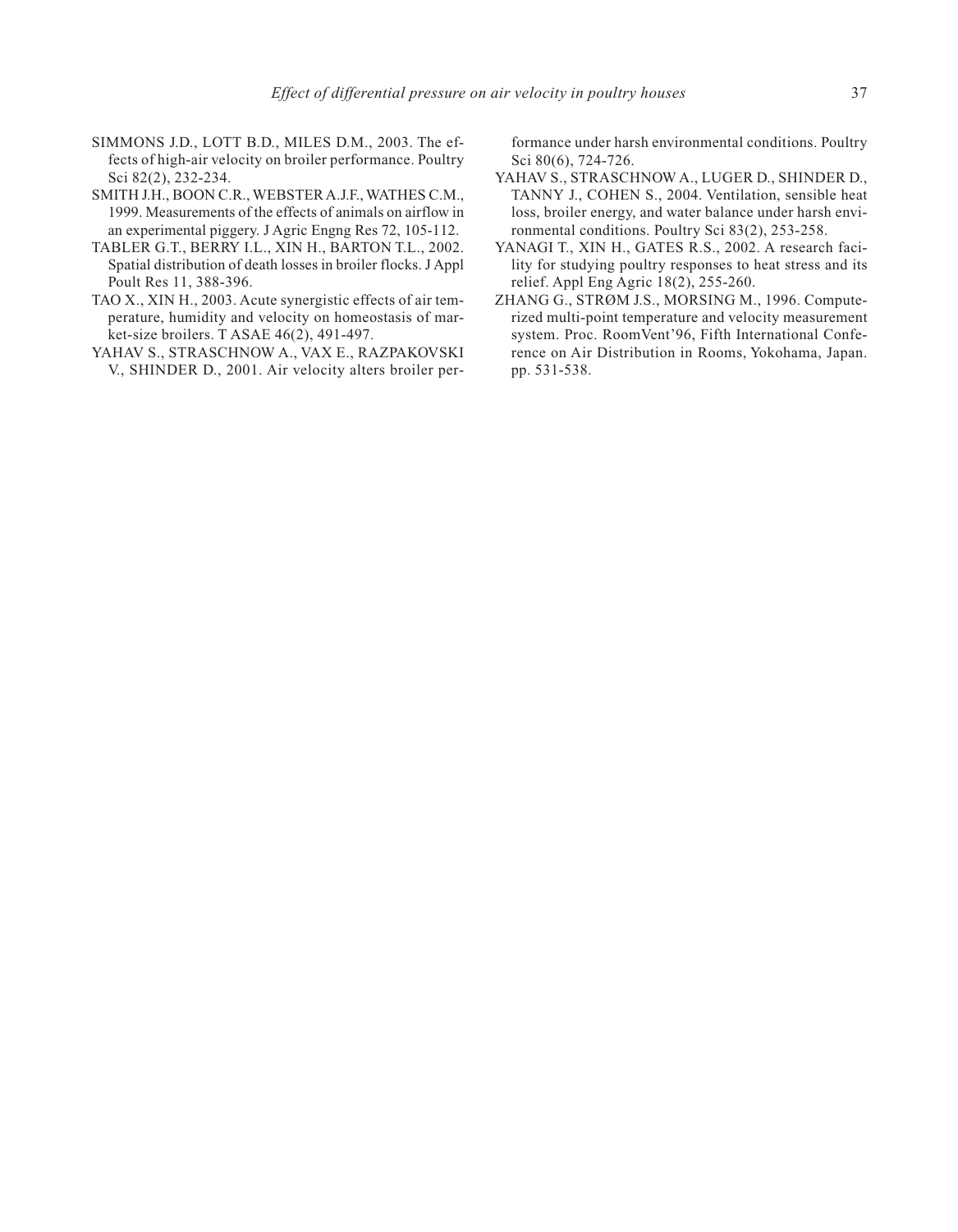SIMMONS J.D., LOTT B.D., MILES D.M., 2003. The effects of high-air velocity on broiler performance. Poultry Sci 82(2), 232-234.

SMITH J.H., BOON C.R., WEBSTER A.J.F., WATHES C.M., 1999. Measurements of the effects of animals on airflow in an experimental piggery. J Agric Engng Res 72, 105-112.

TABLER G.T., BERRY I.L., XIN H., BARTON T.L., 2002. Spatial distribution of death losses in broiler flocks. J Appl Poult Res 11, 388-396.

TAO X., XIN H., 2003. Acute synergistic effects of air temperature, humidity and velocity on homeostasis of market-size broilers. T ASAE 46(2), 491-497.

YAHAV S., STRASCHNOW A., VAX E., RAZPAKOVSKI V., SHINDER D., 2001. Air velocity alters broiler performance under harsh environmental conditions. Poultry Sci 80(6), 724-726.

YAHAV S., STRASCHNOW A., LUGER D., SHINDER D., TANNY J., COHEN S., 2004. Ventilation, sensible heat loss, broiler energy, and water balance under harsh environmental conditions. Poultry Sci 83(2), 253-258.

YANAGI T., XIN H., GATES R.S., 2002. A research facility for studying poultry responses to heat stress and its relief. Appl Eng Agric 18(2), 255-260.

ZHANG G., STRØM J.S., MORSING M., 1996. Computerized multi-point temperature and velocity measurement system. Proc. RoomVent'96, Fifth International Conference on Air Distribution in Rooms, Yokohama, Japan. pp. 531-538.